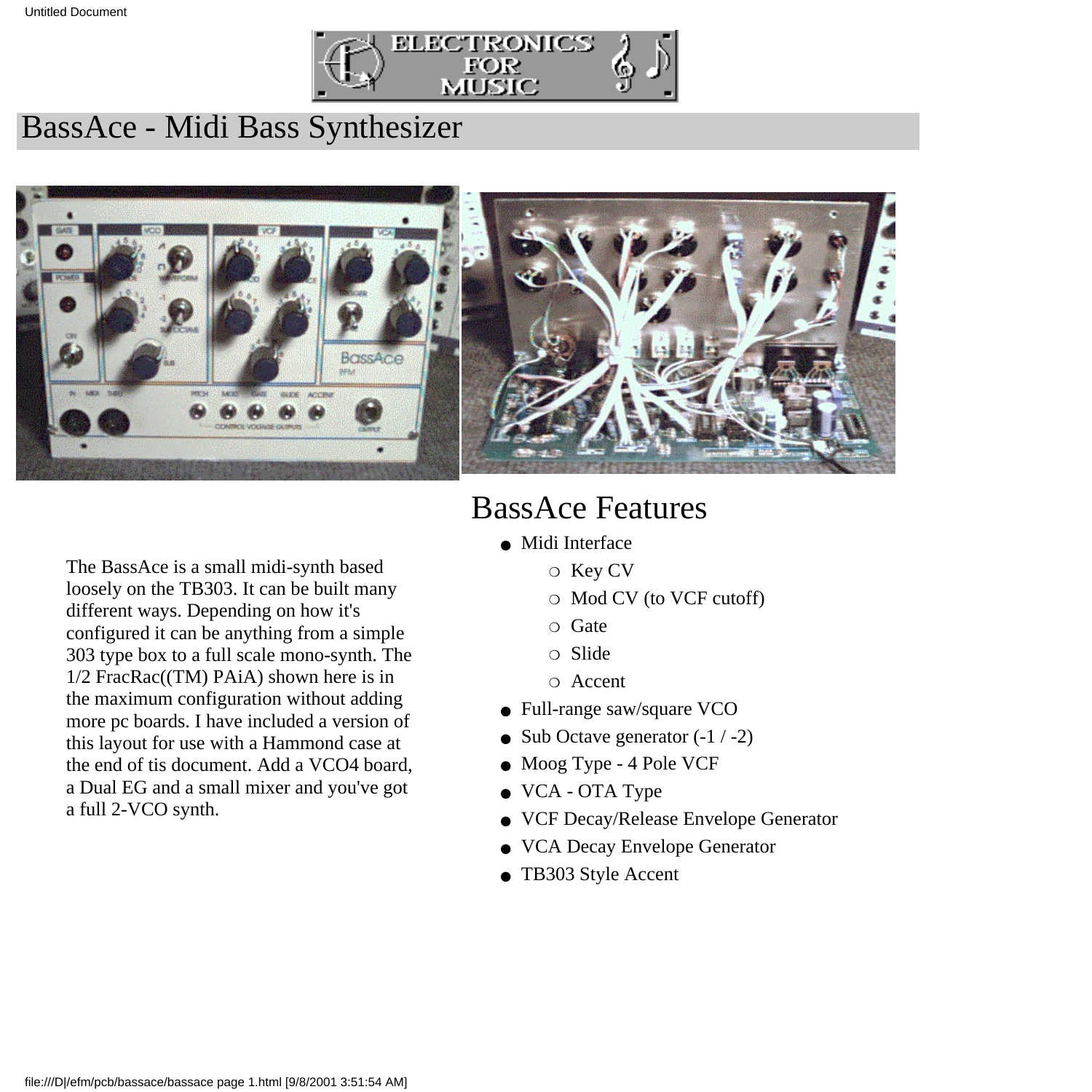# BassAce - Midi Bass Synthesizer

The BassAce is a small midi-synth based loosely on the TB303. It can be built many different ways. Depending on how it's configured it can be anything from a simple 303 type box to a full scale mono-synth. The 1/2 FracRac((TM) PAiA) shown here is in the maximum configuration without adding more pc boards. I have included a version of this layout for use with a Hammond case at the end of tis document. Add a VCO4 board, a Dual EG and a small mixer and you've got a full 2-VCO synth.

## BassAce Features

- Midi Interface
  - Key CV
  - Mod CV (to VCF cutoff)
  - Gate
  - Slide
  - Accent
- Full-range saw/square VCO
- Sub Octave generator (-1 / -2)
- Moog Type - 4 Pole VCF
- VCA - OTA Type
- VCF Decay/Release Envelope Generator
- VCA Decay Envelope Generator
- TB303 Style Accent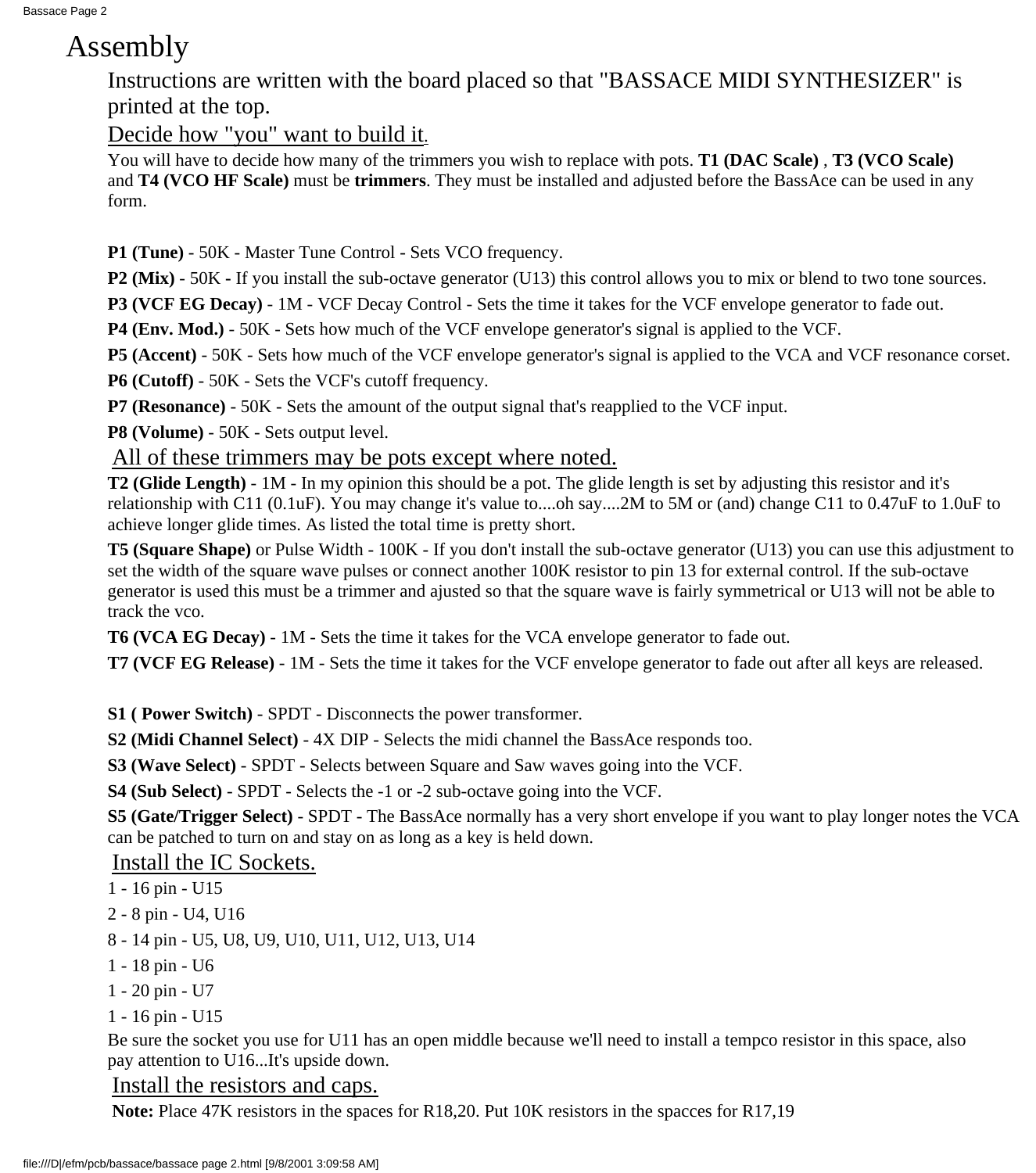# Assembly

Instructions are written with the board placed so that "BASSACE MIDI SYNTHESIZER" is printed at the top.

Decide how "you" want to build it.

You will have to decide how many of the trimmers you wish to replace with pots. **T1 (DAC Scale)** , **T3 (VCO Scale)** and **T4 (VCO HF Scale)** must be **trimmers**. They must be installed and adjusted before the BassAce can be used in any form.

**P1 (Tune)** - 50K - Master Tune Control - Sets VCO frequency.

**P2 (Mix)** - 50K - If you install the sub-octave generator (U13) this control allows you to mix or blend to two tone sources.

**P3 (VCF EG Decay)** - 1M - VCF Decay Control - Sets the time it takes for the VCF envelope generator to fade out.

**P4 (Env. Mod.)** - 50K - Sets how much of the VCF envelope generator's signal is applied to the VCF.

**P5 (Accent)** - 50K - Sets how much of the VCF envelope generator's signal is applied to the VCA and VCF resonance corset.

**P6 (Cutoff)** - 50K - Sets the VCF's cutoff frequency.

**P7 (Resonance)** - 50K - Sets the amount of the output signal that's reapplied to the VCF input.

**P8 (Volume)** - 50K - Sets output level.

All of these trimmers may be pots except where noted.

**T2 (Glide Length)** - 1M - In my opinion this should be a pot. The glide length is set by adjusting this resistor and it's relationship with C11 (0.1uF). You may change it's value to....oh say....2M to 5M or (and) change C11 to 0.47uF to 1.0uF to achieve longer glide times. As listed the total time is pretty short.

**T5 (Square Shape)** or Pulse Width - 100K - If you don't install the sub-octave generator (U13) you can use this adjustment to set the width of the square wave pulses or connect another 100K resistor to pin 13 for external control. If the sub-octave generator is used this must be a trimmer and ajusted so that the square wave is fairly symmetrical or U13 will not be able to track the vco.

**T6 (VCA EG Decay)** - 1M - Sets the time it takes for the VCA envelope generator to fade out.

**T7 (VCF EG Release)** - 1M - Sets the time it takes for the VCF envelope generator to fade out after all keys are released.

**S1 ( Power Switch)** - SPDT - Disconnects the power transformer.

**S2 (Midi Channel Select)** - 4X DIP - Selects the midi channel the BassAce responds too.

**S3 (Wave Select)** - SPDT - Selects between Square and Saw waves going into the VCF.

**S4 (Sub Select)** - SPDT - Selects the -1 or -2 sub-octave going into the VCF.

**S5 (Gate/Trigger Select)** - SPDT - The BassAce normally has a very short envelope if you want to play longer notes the VCA can be patched to turn on and stay on as long as a key is held down.

Install the IC Sockets.

1 - 16 pin - U15

2 - 8 pin - U4, U16

8 - 14 pin - U5, U8, U9, U10, U11, U12, U13, U14

1 - 18 pin - U6

1 - 20 pin - U7

1 - 16 pin - U15

Be sure the socket you use for U11 has an open middle because we'll need to install a tempco resistor in this space, also pay attention to U16...It's upside down.

Install the resistors and caps.

**Note:** Place 47K resistors in the spaces for R18,20. Put 10K resistors in the spacces for R17,19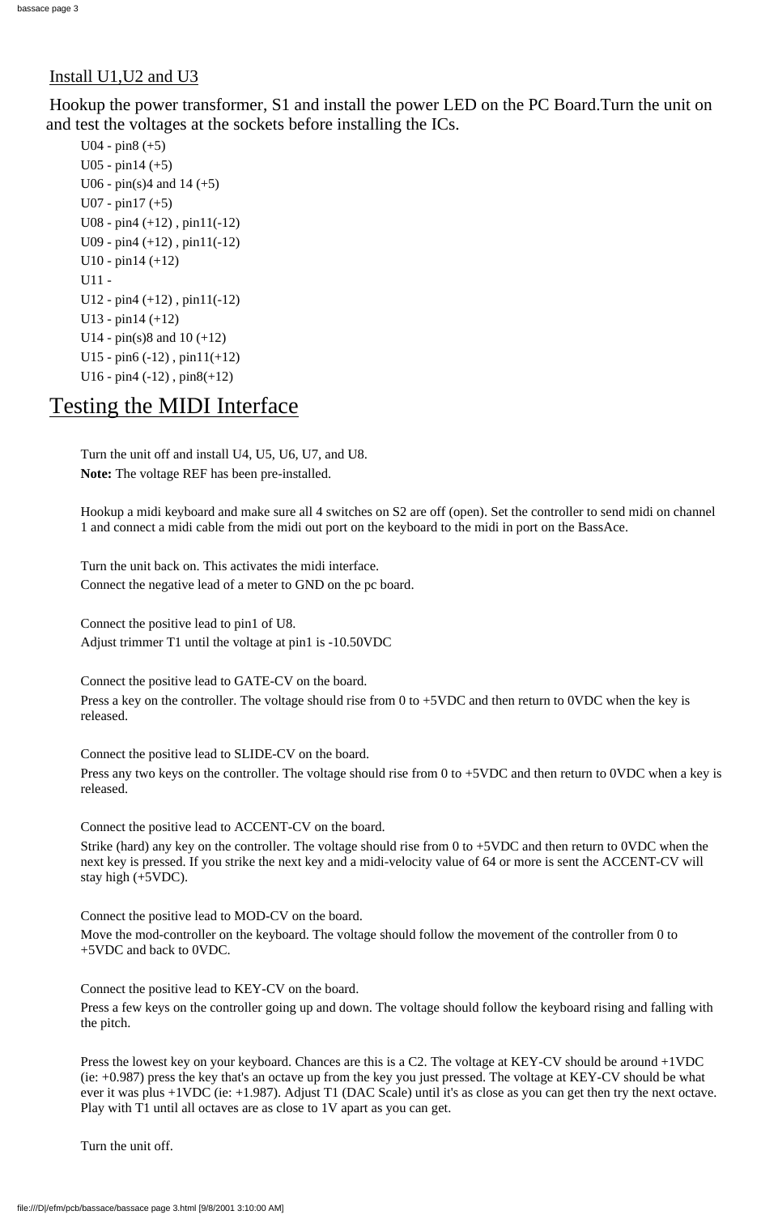Install U1,U2 and U3

Hookup the power transformer, S1 and install the power LED on the PC Board.Turn the unit on and test the voltages at the sockets before installing the ICs.

U04 - pin8 (+5)  
U05 - pin14 (+5)  
U06 - pin(s)4 and 14 (+5)  
U07 - pin17 (+5)  
U08 - pin4 (+12) , pin11(-12)  
U09 - pin4 (+12) , pin11(-12)  
U10 - pin14 (+12)  
U11 -  
U12 - pin4 (+12) , pin11(-12)  
U13 - pin14 (+12)  
U14 - pin(s)8 and 10 (+12)  
U15 - pin6 (-12) , pin11(+12)  
U16 - pin4 (-12) , pin8(+12)

# Testing the MIDI Interface

Turn the unit off and install U4, U5, U6, U7, and U8.  
**Note:** The voltage REF has been pre-installed.

Hookup a midi keyboard and make sure all 4 switches on S2 are off (open). Set the controller to send midi on channel 1 and connect a midi cable from the midi out port on the keyboard to the midi in port on the BassAce.

Turn the unit back on. This activates the midi interface.  
Connect the negative lead of a meter to GND on the pc board.

Connect the positive lead to pin1 of U8.  
Adjust trimmer T1 until the voltage at pin1 is -10.50VDC

Connect the positive lead to GATE-CV on the board.

Press a key on the controller. The voltage should rise from 0 to +5VDC and then return to 0VDC when the key is released.

Connect the positive lead to SLIDE-CV on the board.

Press any two keys on the controller. The voltage should rise from 0 to +5VDC and then return to 0VDC when a key is released.

Connect the positive lead to ACCENT-CV on the board.

Strike (hard) any key on the controller. The voltage should rise from 0 to +5VDC and then return to 0VDC when the next key is pressed. If you strike the next key and a midi-velocity value of 64 or more is sent the ACCENT-CV will stay high (+5VDC).

Connect the positive lead to MOD-CV on the board.

Move the mod-controller on the keyboard. The voltage should follow the movement of the controller from 0 to +5VDC and back to 0VDC.

Connect the positive lead to KEY-CV on the board.

Press a few keys on the controller going up and down. The voltage should follow the keyboard rising and falling with the pitch.

Press the lowest key on your keyboard. Chances are this is a C2. The voltage at KEY-CV should be around +1VDC (ie: +0.987) press the key that's an octave up from the key you just pressed. The voltage at KEY-CV should be what ever it was plus +1VDC (ie: +1.987). Adjust T1 (DAC Scale) until it's as close as you can get then try the next octave. Play with T1 until all octaves are as close to 1V apart as you can get.

Turn the unit off.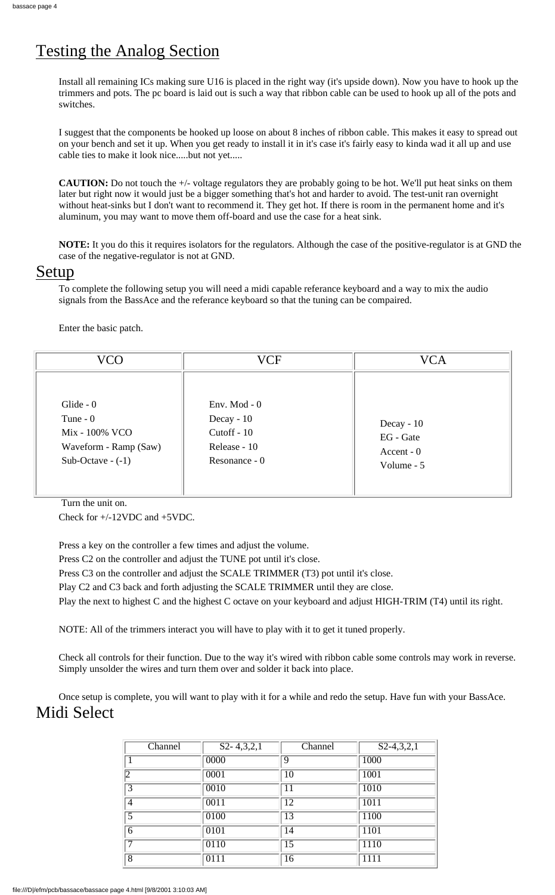# Testing the Analog Section

Install all remaining ICs making sure U16 is placed in the right way (it's upside down). Now you have to hook up the trimmers and pots. The pc board is laid out is such a way that ribbon cable can be used to hook up all of the pots and switches.

I suggest that the components be hooked up loose on about 8 inches of ribbon cable. This makes it easy to spread out on your bench and set it up. When you get ready to install it in it's case it's fairly easy to kinda wad it all up and use cable ties to make it look nice.....but not yet.....

**CAUTION:** Do not touch the +/- voltage regulators they are probably going to be hot. We'll put heat sinks on them later but right now it would just be a bigger something that's hot and harder to avoid. The test-unit ran overnight without heat-sinks but I don't want to recommend it. They get hot. If there is room in the permanent home and it's aluminum, you may want to move them off-board and use the case for a heat sink.

**NOTE:** It you do this it requires isolators for the regulators. Although the case of the positive-regulator is at GND the case of the negative-regulator is not at GND.

# Setup

To complete the following setup you will need a midi capable referance keyboard and a way to mix the audio signals from the BassAce and the referance keyboard so that the tuning can be compaired.

Enter the basic patch.

| VCO | VCF | VCA |
|---|---|---|
| Glide - 0<br>Tune - 0<br>Mix - 100% VCO<br>Waveform - Ramp (Saw)<br>Sub-Octave - (-1) | Env. Mod - 0<br>Decay - 10<br>Cutoff - 10<br>Release - 10<br>Resonance - 0 | Decay - 10<br>EG - Gate<br>Accent - 0<br>Volume - 5 |

Turn the unit on.

Check for +/-12VDC and +5VDC.

Press a key on the controller a few times and adjust the volume.

Press C2 on the controller and adjust the TUNE pot until it's close.

Press C3 on the controller and adjust the SCALE TRIMMER (T3) pot until it's close.

Play C2 and C3 back and forth adjusting the SCALE TRIMMER until they are close.

Play the next to highest C and the highest C octave on your keyboard and adjust HIGH-TRIM (T4) until its right.

NOTE: All of the trimmers interact you will have to play with it to get it tuned properly.

Check all controls for their function. Due to the way it's wired with ribbon cable some controls may work in reverse. Simply unsolder the wires and turn them over and solder it back into place.

Once setup is complete, you will want to play with it for a while and redo the setup. Have fun with your BassAce.

# Midi Select

| Channel | S2- 4,3,2,1 | Channel | S2-4,3,2,1 |
|---|---|---|---|
| 1 | 0000 | 9 | 1000 |
| 2 | 0001 | 10 | 1001 |
| 3 | 0010 | 11 | 1010 |
| 4 | 0011 | 12 | 1011 |
| 5 | 0100 | 13 | 1100 |
| 6 | 0101 | 14 | 1101 |
| 7 | 0110 | 15 | 1110 |
| 8 | 0111 | 16 | 1111 |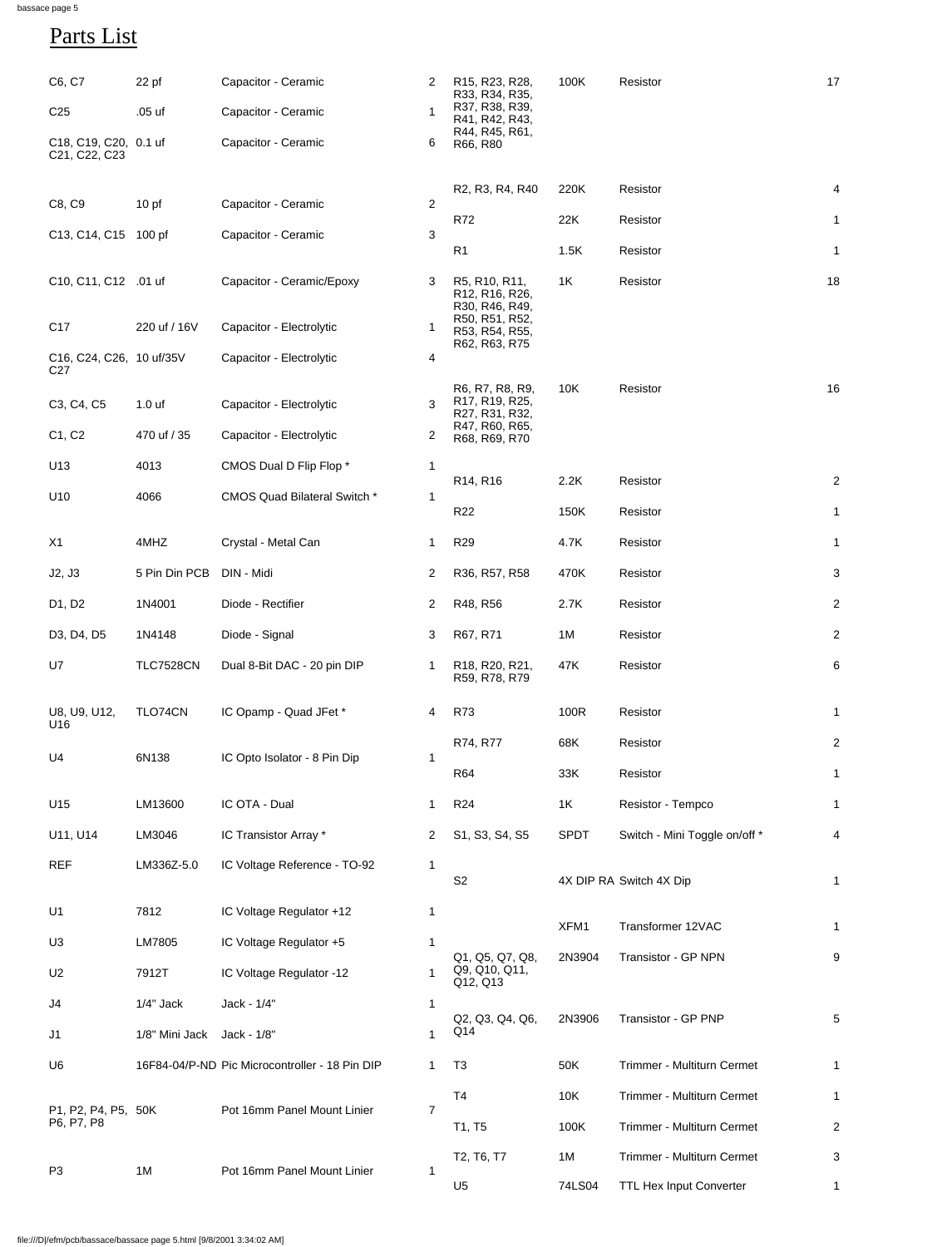# Parts List

| Ref | Value | Description | Qty |
|---|---|---|---|
| C6, C7 | 22 pf | Capacitor - Ceramic | 2 |
| C25 | .05 uf | Capacitor - Ceramic | 1 |
| C18, C19, C20, C21, C22, C23 | 0.1 uf | Capacitor - Ceramic | 6 |
| C8, C9 | 10 pf | Capacitor - Ceramic | 2 |
| C13, C14, C15 | 100 pf | Capacitor - Ceramic | 3 |
| C10, C11, C12 | .01 uf | Capacitor - Ceramic/Epoxy | 3 |
| C17 | 220 uf / 16V | Capacitor - Electrolytic | 1 |
| C16, C24, C26, C27 | 10 uf/35V | Capacitor - Electrolytic | 4 |
| C3, C4, C5 | 1.0 uf | Capacitor - Electrolytic | 3 |
| C1, C2 | 470 uf / 35 | Capacitor - Electrolytic | 2 |
| U13 | 4013 | CMOS Dual D Flip Flop * | 1 |
| U10 | 4066 | CMOS Quad Bilateral Switch * | 1 |
| X1 | 4MHZ | Crystal - Metal Can | 1 |
| J2, J3 | 5 Pin Din PCB | DIN - Midi | 2 |
| D1, D2 | 1N4001 | Diode - Rectifier | 2 |
| D3, D4, D5 | 1N4148 | Diode - Signal | 3 |
| U7 | TLC7528CN | Dual 8-Bit DAC - 20 pin DIP | 1 |
| U8, U9, U12, U16 | TLO74CN | IC Opamp - Quad JFet * | 4 |
| U4 | 6N138 | IC Opto Isolator - 8 Pin Dip | 1 |
| U15 | LM13600 | IC OTA - Dual | 1 |
| U11, U14 | LM3046 | IC Transistor Array * | 2 |
| REF | LM336Z-5.0 | IC Voltage Reference - TO-92 | 1 |
| U1 | 7812 | IC Voltage Regulator +12 | 1 |
| U3 | LM7805 | IC Voltage Regulator +5 | 1 |
| U2 | 7912T | IC Voltage Regulator -12 | 1 |
| J4 | 1/4" Jack | Jack - 1/4" | 1 |
| J1 | 1/8" Mini Jack | Jack - 1/8" | 1 |
| U6 | 16F84-04/P-ND | Pic Microcontroller - 18 Pin DIP | 1 |
| P1, P2, P4, P5, P6, P7, P8 | 50K | Pot 16mm Panel Mount Linier | 7 |
| P3 | 1M | Pot 16mm Panel Mount Linier | 1 |
| R15, R23, R28, R33, R34, R35, R37, R38, R39, R41, R42, R43, R44, R45, R61, R66, R80 | 100K | Resistor | 17 |
| R2, R3, R4, R40 | 220K | Resistor | 4 |
| R72 | 22K | Resistor | 1 |
| R1 | 1.5K | Resistor | 1 |
| R5, R10, R11, R12, R16, R26, R30, R46, R49, R50, R51, R52, R53, R54, R55, R62, R63, R75 | 1K | Resistor | 18 |
| R6, R7, R8, R9, R17, R19, R25, R27, R31, R32, R47, R60, R65, R68, R69, R70 | 10K | Resistor | 16 |
| R14, R16 | 2.2K | Resistor | 2 |
| R22 | 150K | Resistor | 1 |
| R29 | 4.7K | Resistor | 1 |
| R36, R57, R58 | 470K | Resistor | 3 |
| R48, R56 | 2.7K | Resistor | 2 |
| R67, R71 | 1M | Resistor | 2 |
| R18, R20, R21, R59, R78, R79 | 47K | Resistor | 6 |
| R73 | 100R | Resistor | 1 |
| R74, R77 | 68K | Resistor | 2 |
| R64 | 33K | Resistor | 1 |
| R24 | 1K | Resistor - Tempco | 1 |
| S1, S3, S4, S5 | SPDT | Switch - Mini Toggle on/off * | 4 |
| S2 | 4X DIP RA | Switch 4X Dip | 1 |
| | XFM1 | Transformer 12VAC | 1 |
| Q1, Q5, Q7, Q8, Q9, Q10, Q11, Q12, Q13 | 2N3904 | Transistor - GP NPN | 9 |
| Q2, Q3, Q4, Q6, Q14 | 2N3906 | Transistor - GP PNP | 5 |
| T3 | 50K | Trimmer - Multiturn Cermet | 1 |
| T4 | 10K | Trimmer - Multiturn Cermet | 1 |
| T1, T5 | 100K | Trimmer - Multiturn Cermet | 2 |
| T2, T6, T7 | 1M | Trimmer - Multiturn Cermet | 3 |
| U5 | 74LS04 | TTL Hex Input Converter | 1 |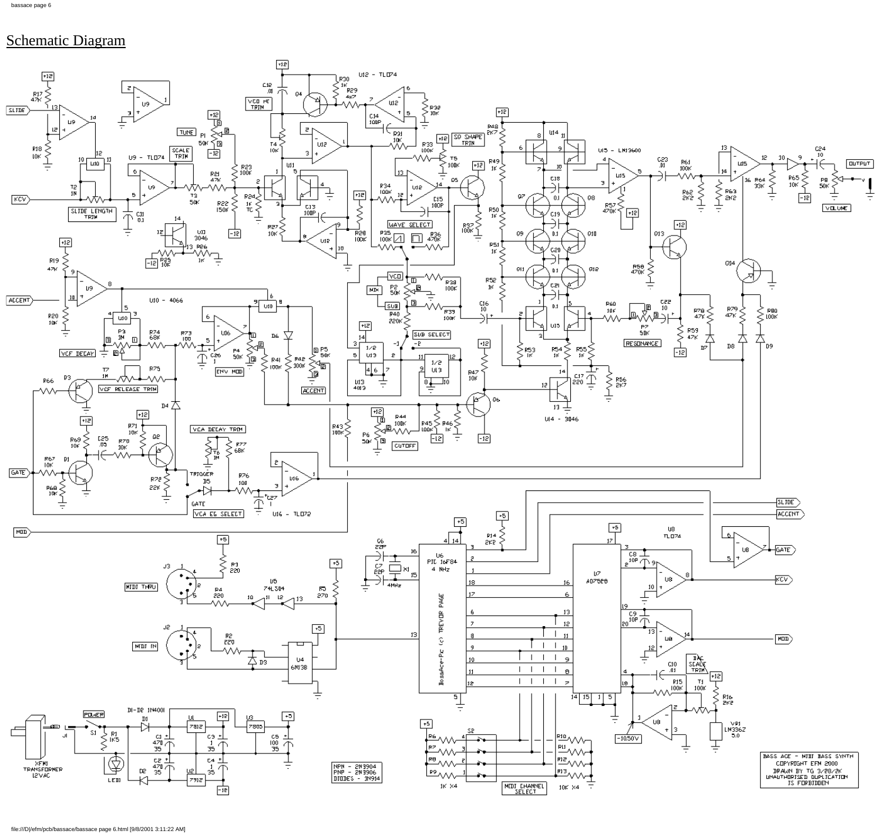# Schematic Diagram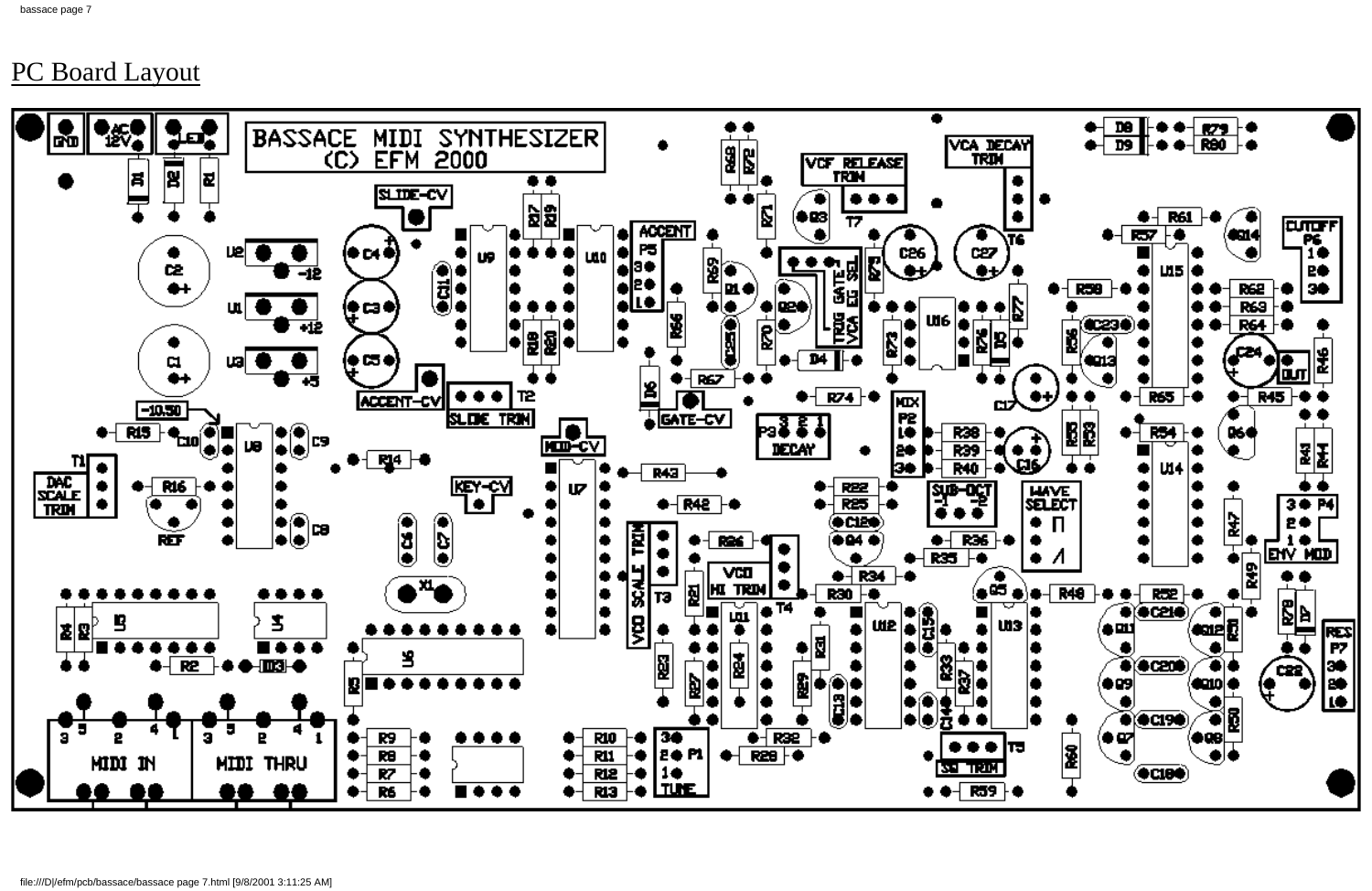# PC Board Layout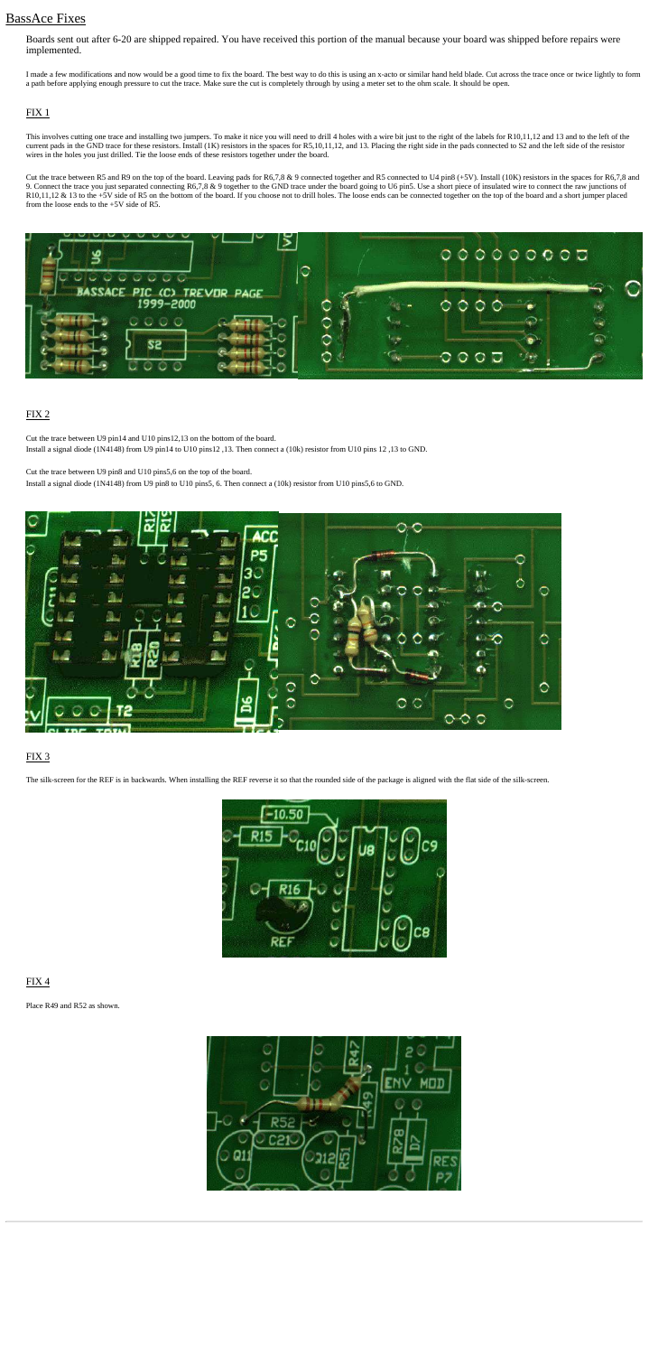# BassAce Fixes

Boards sent out after 6-20 are shipped repaired. You have received this portion of the manual because your board was shipped before repairs were implemented.

I made a few modifications and now would be a good time to fix the board. The best way to do this is using an x-acto or similar hand held blade. Cut across the trace once or twice lightly to form a path before applying enough pressure to cut the trace. Make sure the cut is completely through by using a meter set to the ohm scale. It should be open.

## FIX 1

This involves cutting one trace and installing two jumpers. To make it nice you will need to drill 4 holes with a wire bit just to the right of the labels for R10,11,12 and 13 and to the left of the current pads in the GND trace for these resistors. Install (1K) resistors in the spaces for R5,10,11,12, and 13. Placing the right side in the pads connected to S2 and the left side of the resistor wires in the holes you just drilled. Tie the loose ends of these resistors together under the board.

Cut the trace between R5 and R9 on the top of the board. Leaving pads for R6,7,8 & 9 connected together and R5 connected to U4 pin8 (+5V). Install (10K) resistors in the spaces for R6,7,8 and 9. Connect the trace you just separated connecting R6,7,8 & 9 together to the GND trace under the board going to U6 pin5. Use a short piece of insulated wire to connect the raw junctions of R10,11,12 & 13 to the +5V side of R5 on the bottom of the board. If you choose not to drill holes. The loose ends can be connected together on the top of the board and a short jumper placed from the loose ends to the +5V side of R5.

## FIX 2

Cut the trace between U9 pin14 and U10 pins12,13 on the bottom of the board.
Install a signal diode (1N4148) from U9 pin14 to U10 pins12 ,13. Then connect a (10k) resistor from U10 pins 12 ,13 to GND.

Cut the trace between U9 pin8 and U10 pins5,6 on the top of the board.
Install a signal diode (1N4148) from U9 pin8 to U10 pins5, 6. Then connect a (10k) resistor from U10 pins5,6 to GND.

## FIX 3

The silk-screen for the REF is in backwards. When installing the REF reverse it so that the rounded side of the package is aligned with the flat side of the silk-screen.

## FIX 4

Place R49 and R52 as shown.